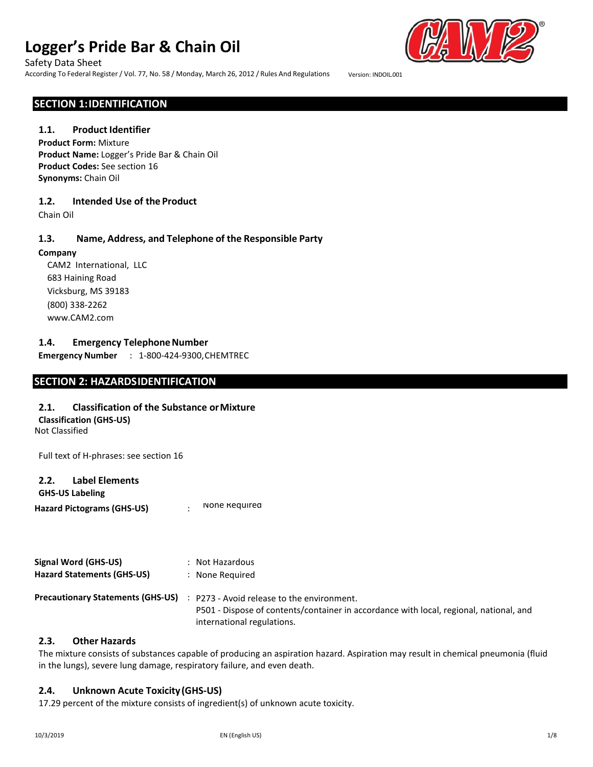# Logger's Pride Bar & Chain Oil

Safety Data Sheet

According To Federal Register / Vol. 77, No. 58 / Monday, March 26, 2012 / Rules And Regulations    Version: INDOIL.001

## SECTION 1: IDENTIFICATION

### 1.1. Product Identifier

**Product Form:** Mixture
**Product Name:** Logger's Pride Bar & Chain Oil
**Product Codes:** See section 16
**Synonyms:** Chain Oil

### 1.2. Intended Use of the Product

Chain Oil

### 1.3. Name, Address, and Telephone of the Responsible Party

**Company**

CAM2 International, LLC
683 Haining Road
Vicksburg, MS 39183
(800) 338-2262
www.CAM2.com

### 1.4. Emergency Telephone Number

**Emergency Number** : 1-800-424-9300, CHEMTREC

## SECTION 2: HAZARDS IDENTIFICATION

### 2.1. Classification of the Substance or Mixture

**Classification (GHS-US)**

Not Classified

Full text of H-phrases: see section 16

### 2.2. Label Elements

**GHS-US Labeling**

**Hazard Pictograms (GHS-US)** : None Required

**Signal Word (GHS-US)** : Not Hazardous

**Hazard Statements (GHS-US)** : None Required

**Precautionary Statements (GHS-US)** : P273 - Avoid release to the environment.
P501 - Dispose of contents/container in accordance with local, regional, national, and international regulations.

### 2.3. Other Hazards

The mixture consists of substances capable of producing an aspiration hazard. Aspiration may result in chemical pneumonia (fluid in the lungs), severe lung damage, respiratory failure, and even death.

### 2.4. Unknown Acute Toxicity (GHS-US)

17.29 percent of the mixture consists of ingredient(s) of unknown acute toxicity.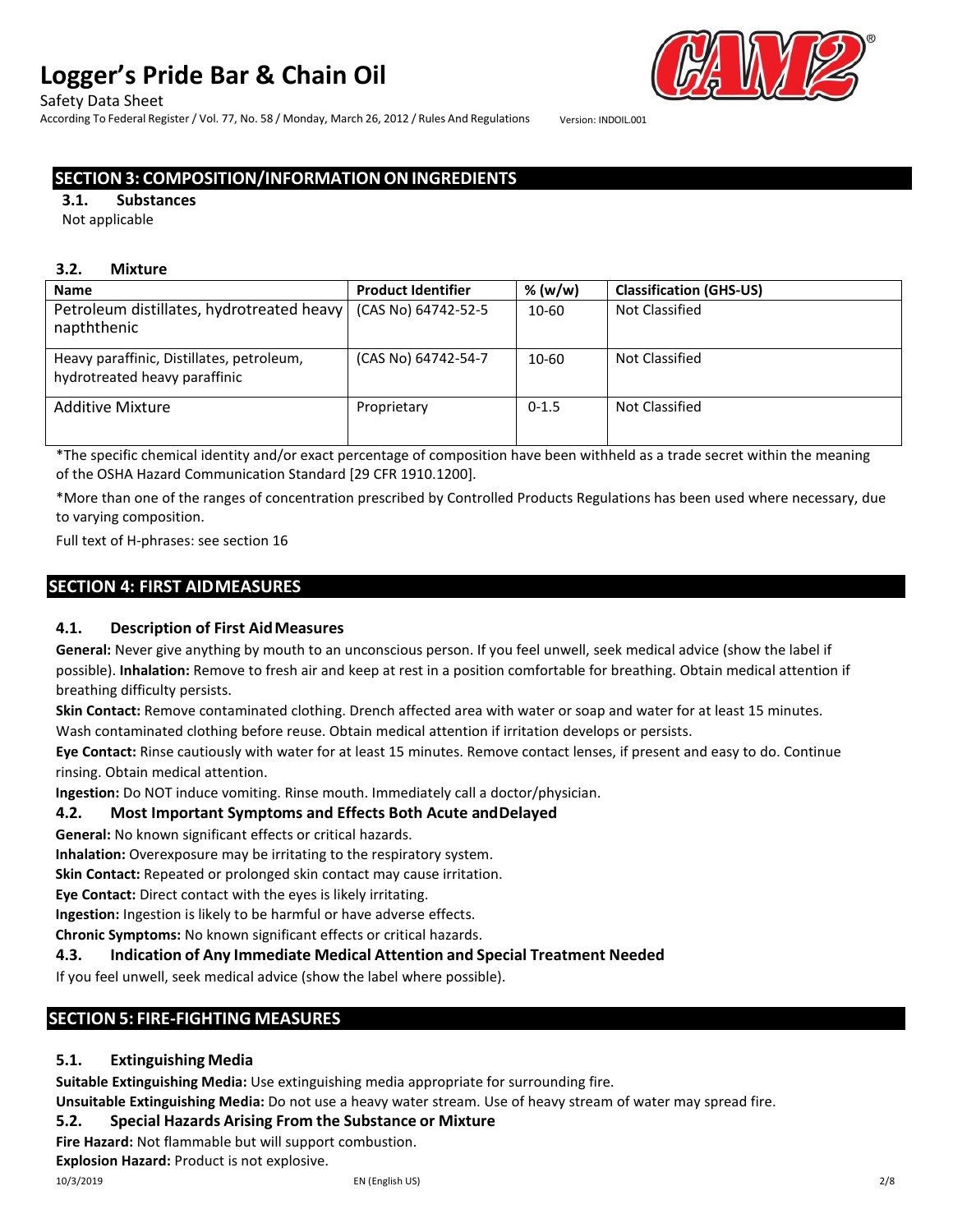## SECTION 3: COMPOSITION/INFORMATION ON INGREDIENTS

### 3.1. Substances

Not applicable

### 3.2. Mixture

| Name | Product Identifier | % (w/w) | Classification (GHS-US) |
|---|---|---|---|
| Petroleum distillates, hydrotreated heavy napththenic | (CAS No) 64742-52-5 | 10-60 | Not Classified |
| Heavy paraffinic, Distillates, petroleum, hydrotreated heavy paraffinic | (CAS No) 64742-54-7 | 10-60 | Not Classified |
| Additive Mixture | Proprietary | 0-1.5 | Not Classified |

*The specific chemical identity and/or exact percentage of composition have been withheld as a trade secret within the meaning of the OSHA Hazard Communication Standard [29 CFR 1910.1200].

*More than one of the ranges of concentration prescribed by Controlled Products Regulations has been used where necessary, due to varying composition.

Full text of H-phrases: see section 16

## SECTION 4: FIRST AID MEASURES

### 4.1. Description of First Aid Measures

**General:** Never give anything by mouth to an unconscious person. If you feel unwell, seek medical advice (show the label if possible). **Inhalation:** Remove to fresh air and keep at rest in a position comfortable for breathing. Obtain medical attention if breathing difficulty persists.

**Skin Contact:** Remove contaminated clothing. Drench affected area with water or soap and water for at least 15 minutes. Wash contaminated clothing before reuse. Obtain medical attention if irritation develops or persists.

**Eye Contact:** Rinse cautiously with water for at least 15 minutes. Remove contact lenses, if present and easy to do. Continue rinsing. Obtain medical attention.

**Ingestion:** Do NOT induce vomiting. Rinse mouth. Immediately call a doctor/physician.

### 4.2. Most Important Symptoms and Effects Both Acute and Delayed

**General:** No known significant effects or critical hazards.

**Inhalation:** Overexposure may be irritating to the respiratory system.

**Skin Contact:** Repeated or prolonged skin contact may cause irritation.

**Eye Contact:** Direct contact with the eyes is likely irritating.

**Ingestion:** Ingestion is likely to be harmful or have adverse effects.

**Chronic Symptoms:** No known significant effects or critical hazards.

### 4.3. Indication of Any Immediate Medical Attention and Special Treatment Needed

If you feel unwell, seek medical advice (show the label where possible).

## SECTION 5: FIRE-FIGHTING MEASURES

### 5.1. Extinguishing Media

**Suitable Extinguishing Media:** Use extinguishing media appropriate for surrounding fire.

**Unsuitable Extinguishing Media:** Do not use a heavy water stream. Use of heavy stream of water may spread fire.

### 5.2. Special Hazards Arising From the Substance or Mixture

**Fire Hazard:** Not flammable but will support combustion.

**Explosion Hazard:** Product is not explosive.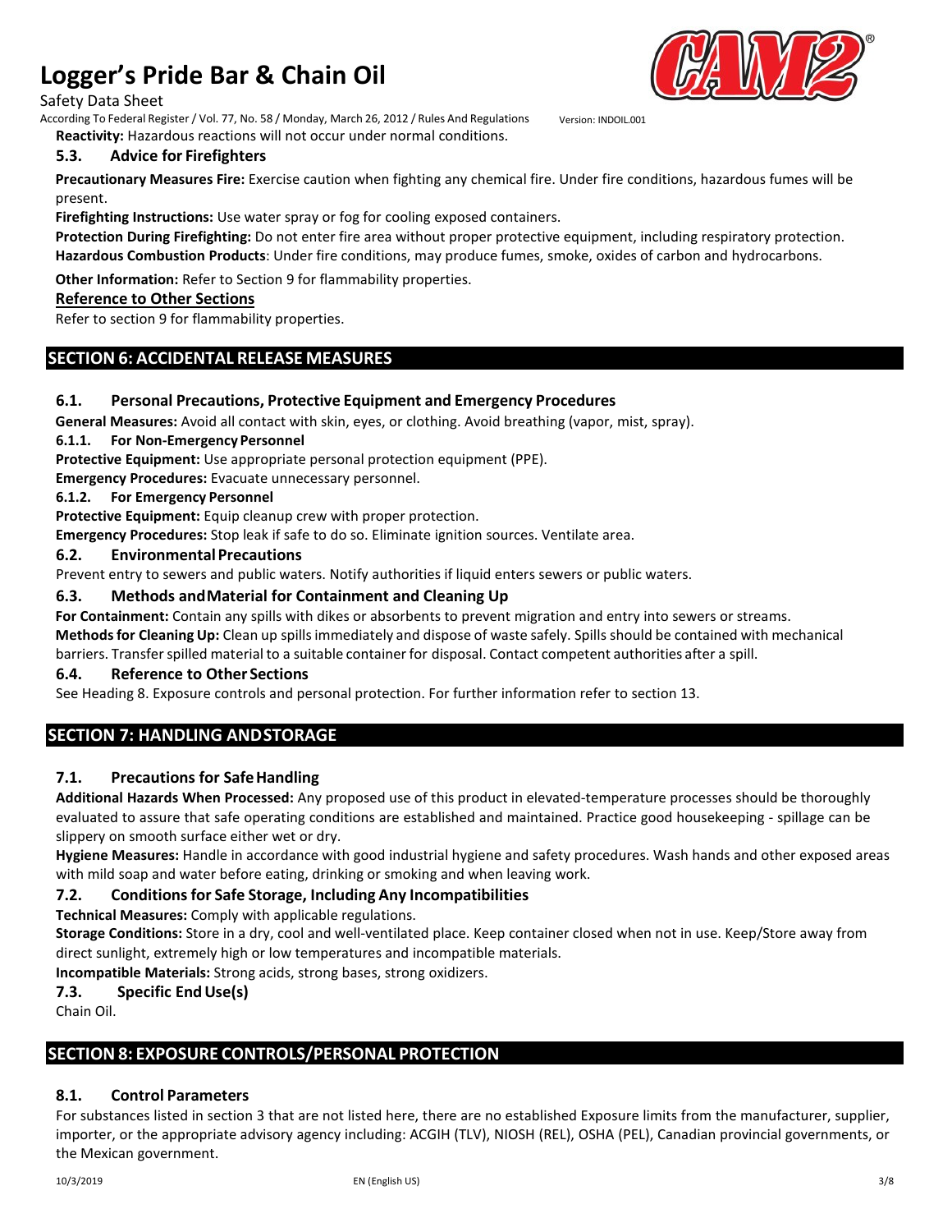**Reactivity:** Hazardous reactions will not occur under normal conditions.

### 5.3. Advice for Firefighters

**Precautionary Measures Fire:** Exercise caution when fighting any chemical fire. Under fire conditions, hazardous fumes will be present.

**Firefighting Instructions:** Use water spray or fog for cooling exposed containers.

**Protection During Firefighting:** Do not enter fire area without proper protective equipment, including respiratory protection.

**Hazardous Combustion Products**: Under fire conditions, may produce fumes, smoke, oxides of carbon and hydrocarbons.

**Other Information:** Refer to Section 9 for flammability properties.

**Reference to Other Sections**

Refer to section 9 for flammability properties.

## SECTION 6: ACCIDENTAL RELEASE MEASURES

### 6.1. Personal Precautions, Protective Equipment and Emergency Procedures

**General Measures:** Avoid all contact with skin, eyes, or clothing. Avoid breathing (vapor, mist, spray).

#### 6.1.1. For Non-Emergency Personnel

**Protective Equipment:** Use appropriate personal protection equipment (PPE).

**Emergency Procedures:** Evacuate unnecessary personnel.

#### 6.1.2. For Emergency Personnel

**Protective Equipment:** Equip cleanup crew with proper protection.

**Emergency Procedures:** Stop leak if safe to do so. Eliminate ignition sources. Ventilate area.

### 6.2. Environmental Precautions

Prevent entry to sewers and public waters. Notify authorities if liquid enters sewers or public waters.

### 6.3. Methods and Material for Containment and Cleaning Up

**For Containment:** Contain any spills with dikes or absorbents to prevent migration and entry into sewers or streams.

**Methods for Cleaning Up:** Clean up spills immediately and dispose of waste safely. Spills should be contained with mechanical barriers. Transfer spilled material to a suitable container for disposal. Contact competent authorities after a spill.

### 6.4. Reference to Other Sections

See Heading 8. Exposure controls and personal protection. For further information refer to section 13.

## SECTION 7: HANDLING AND STORAGE

### 7.1. Precautions for Safe Handling

**Additional Hazards When Processed:** Any proposed use of this product in elevated-temperature processes should be thoroughly evaluated to assure that safe operating conditions are established and maintained. Practice good housekeeping - spillage can be slippery on smooth surface either wet or dry.

**Hygiene Measures:** Handle in accordance with good industrial hygiene and safety procedures. Wash hands and other exposed areas with mild soap and water before eating, drinking or smoking and when leaving work.

### 7.2. Conditions for Safe Storage, Including Any Incompatibilities

**Technical Measures:** Comply with applicable regulations.

**Storage Conditions:** Store in a dry, cool and well-ventilated place. Keep container closed when not in use. Keep/Store away from direct sunlight, extremely high or low temperatures and incompatible materials.

**Incompatible Materials:** Strong acids, strong bases, strong oxidizers.

### 7.3. Specific End Use(s)

Chain Oil.

## SECTION 8: EXPOSURE CONTROLS/PERSONAL PROTECTION

### 8.1. Control Parameters

For substances listed in section 3 that are not listed here, there are no established Exposure limits from the manufacturer, supplier, importer, or the appropriate advisory agency including: ACGIH (TLV), NIOSH (REL), OSHA (PEL), Canadian provincial governments, or the Mexican government.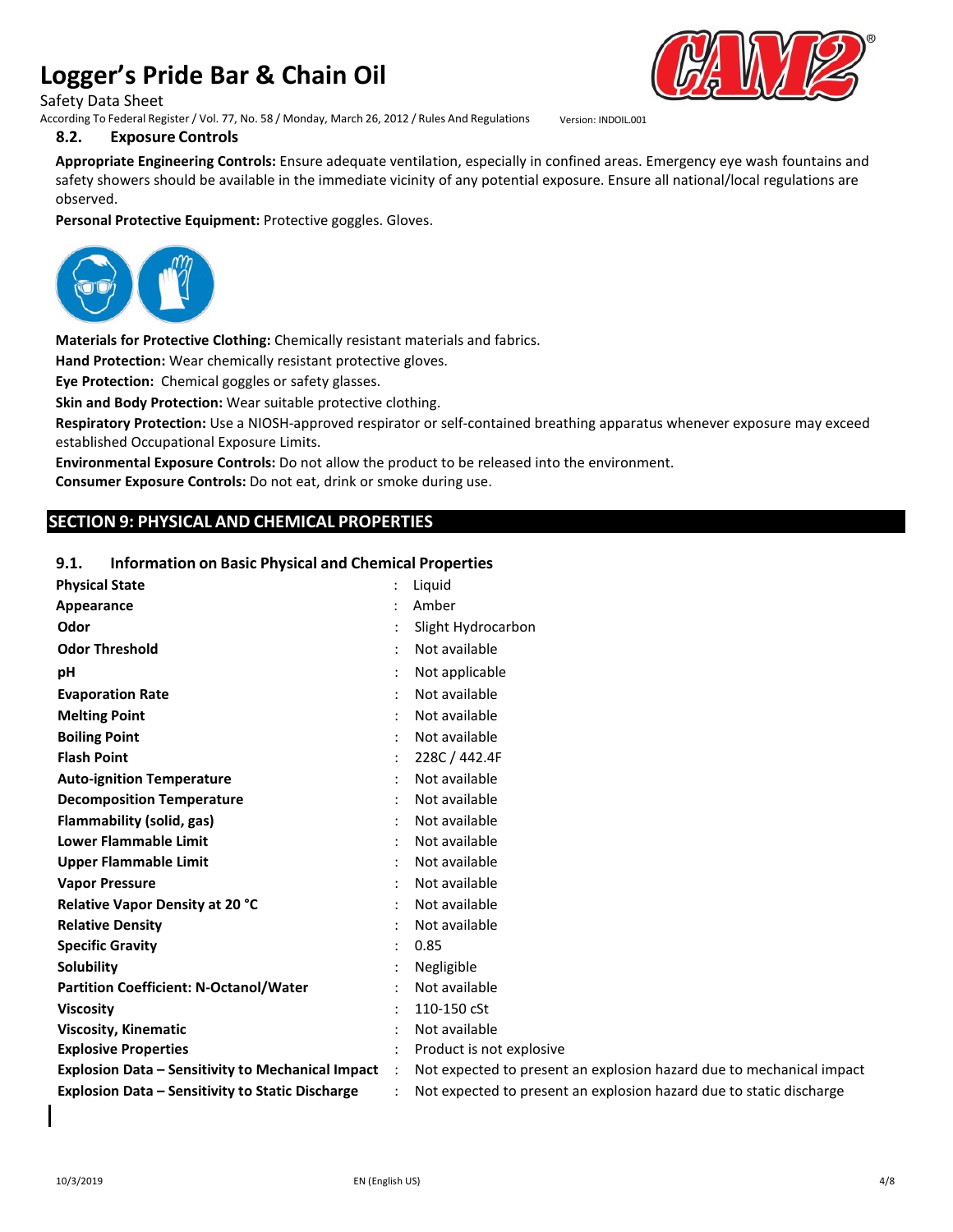### 8.2. Exposure Controls

**Appropriate Engineering Controls:** Ensure adequate ventilation, especially in confined areas. Emergency eye wash fountains and safety showers should be available in the immediate vicinity of any potential exposure. Ensure all national/local regulations are observed.

**Personal Protective Equipment:** Protective goggles. Gloves.

**Materials for Protective Clothing:** Chemically resistant materials and fabrics.

**Hand Protection:** Wear chemically resistant protective gloves.

**Eye Protection:** Chemical goggles or safety glasses.

**Skin and Body Protection:** Wear suitable protective clothing.

**Respiratory Protection:** Use a NIOSH-approved respirator or self-contained breathing apparatus whenever exposure may exceed established Occupational Exposure Limits.

**Environmental Exposure Controls:** Do not allow the product to be released into the environment.

**Consumer Exposure Controls:** Do not eat, drink or smoke during use.

## SECTION 9: PHYSICAL AND CHEMICAL PROPERTIES

### 9.1. Information on Basic Physical and Chemical Properties

| Property | Value |
|---|---|
| **Physical State** | Liquid |
| **Appearance** | Amber |
| **Odor** | Slight Hydrocarbon |
| **Odor Threshold** | Not available |
| **pH** | Not applicable |
| **Evaporation Rate** | Not available |
| **Melting Point** | Not available |
| **Boiling Point** | Not available |
| **Flash Point** | 228C / 442.4F |
| **Auto-ignition Temperature** | Not available |
| **Decomposition Temperature** | Not available |
| **Flammability (solid, gas)** | Not available |
| **Lower Flammable Limit** | Not available |
| **Upper Flammable Limit** | Not available |
| **Vapor Pressure** | Not available |
| **Relative Vapor Density at 20 °C** | Not available |
| **Relative Density** | Not available |
| **Specific Gravity** | 0.85 |
| **Solubility** | Negligible |
| **Partition Coefficient: N-Octanol/Water** | Not available |
| **Viscosity** | 110-150 cSt |
| **Viscosity, Kinematic** | Not available |
| **Explosive Properties** | Product is not explosive |
| **Explosion Data – Sensitivity to Mechanical Impact** | Not expected to present an explosion hazard due to mechanical impact |
| **Explosion Data – Sensitivity to Static Discharge** | Not expected to present an explosion hazard due to static discharge |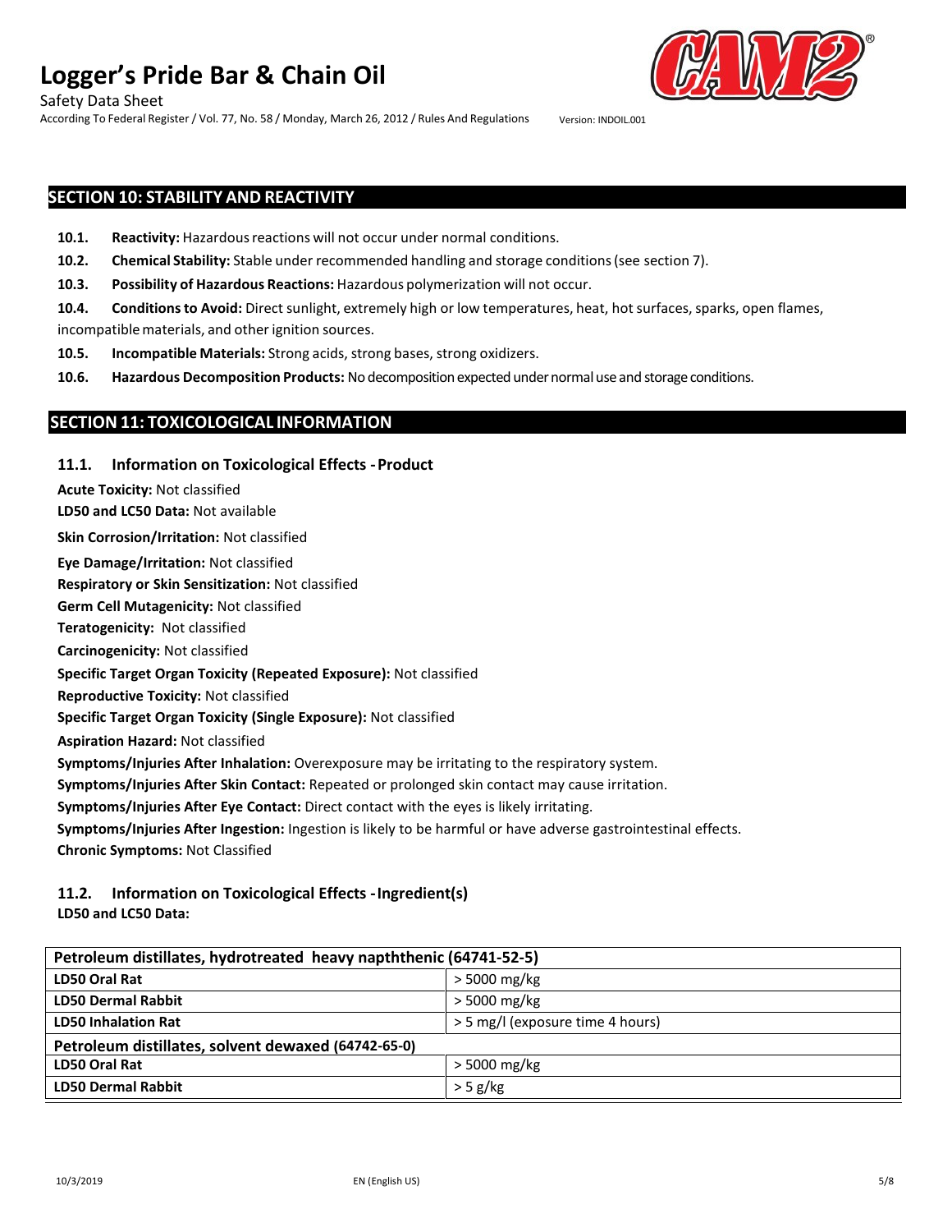## SECTION 10: STABILITY AND REACTIVITY

**10.1. Reactivity:** Hazardous reactions will not occur under normal conditions.

**10.2. Chemical Stability:** Stable under recommended handling and storage conditions (see section 7).

**10.3. Possibility of Hazardous Reactions:** Hazardous polymerization will not occur.

**10.4. Conditions to Avoid:** Direct sunlight, extremely high or low temperatures, heat, hot surfaces, sparks, open flames, incompatible materials, and other ignition sources.

**10.5. Incompatible Materials:** Strong acids, strong bases, strong oxidizers.

**10.6. Hazardous Decomposition Products:** No decomposition expected under normal use and storage conditions.

## SECTION 11: TOXICOLOGICAL INFORMATION

### 11.1. Information on Toxicological Effects - Product

**Acute Toxicity:** Not classified

**LD50 and LC50 Data:** Not available

**Skin Corrosion/Irritation:** Not classified

**Eye Damage/Irritation:** Not classified

**Respiratory or Skin Sensitization:** Not classified

**Germ Cell Mutagenicity:** Not classified

**Teratogenicity:** Not classified

**Carcinogenicity:** Not classified

**Specific Target Organ Toxicity (Repeated Exposure):** Not classified

**Reproductive Toxicity:** Not classified

**Specific Target Organ Toxicity (Single Exposure):** Not classified

**Aspiration Hazard:** Not classified

**Symptoms/Injuries After Inhalation:** Overexposure may be irritating to the respiratory system.

**Symptoms/Injuries After Skin Contact:** Repeated or prolonged skin contact may cause irritation.

**Symptoms/Injuries After Eye Contact:** Direct contact with the eyes is likely irritating.

**Symptoms/Injuries After Ingestion:** Ingestion is likely to be harmful or have adverse gastrointestinal effects.

**Chronic Symptoms:** Not Classified

### 11.2. Information on Toxicological Effects - Ingredient(s)

**LD50 and LC50 Data:**

| Petroleum distillates, hydrotreated heavy napththenic (64741-52-5) | |
|---|---|
| **LD50 Oral Rat** | > 5000 mg/kg |
| **LD50 Dermal Rabbit** | > 5000 mg/kg |
| **LD50 Inhalation Rat** | > 5 mg/l (exposure time 4 hours) |
| **Petroleum distillates, solvent dewaxed (64742-65-0)** | |
| **LD50 Oral Rat** | > 5000 mg/kg |
| **LD50 Dermal Rabbit** | > 5 g/kg |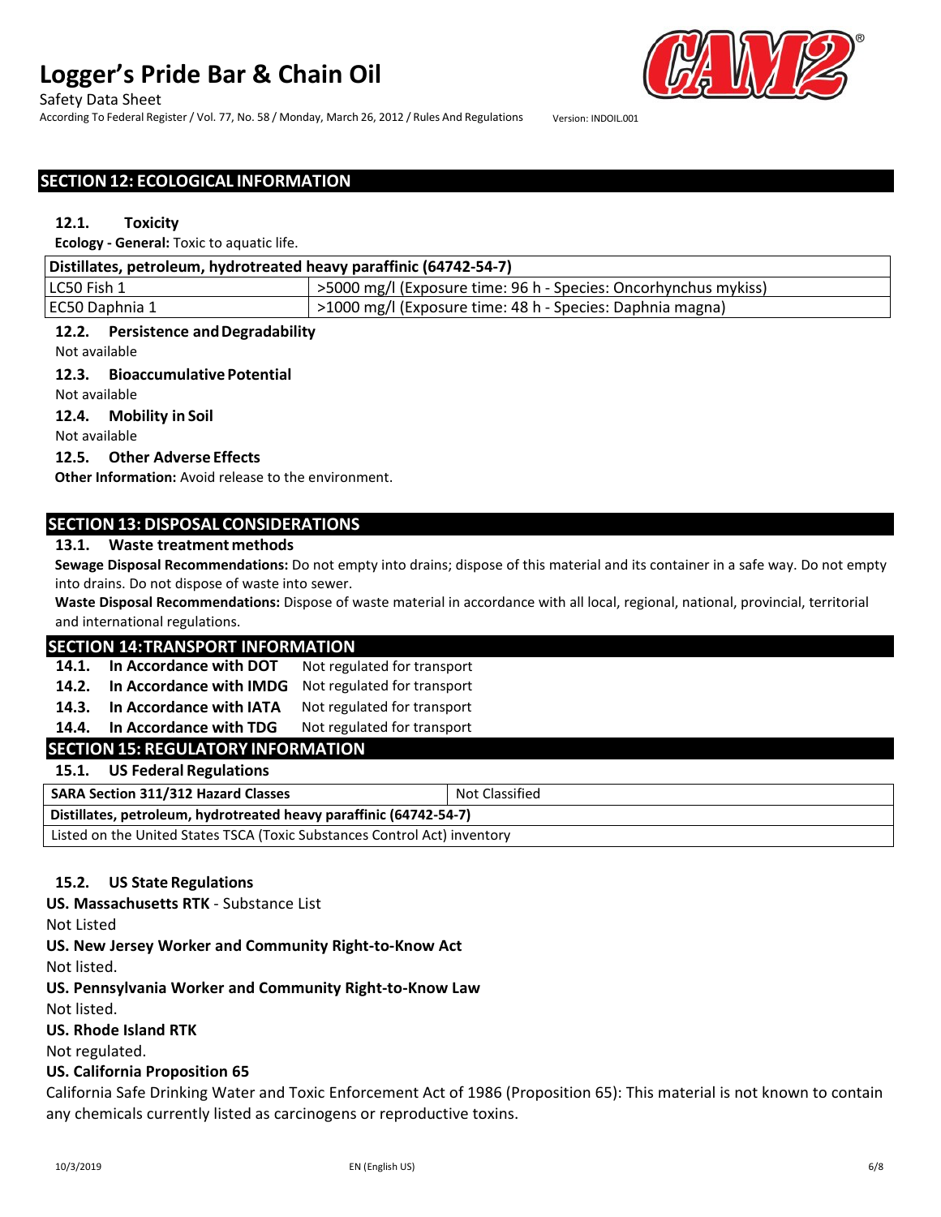## SECTION 12: ECOLOGICAL INFORMATION

### 12.1. Toxicity

**Ecology - General:** Toxic to aquatic life.

| Distillates, petroleum, hydrotreated heavy paraffinic (64742-54-7) | |
|---|---|
| LC50 Fish 1 | >5000 mg/l (Exposure time: 96 h - Species: Oncorhynchus mykiss) |
| EC50 Daphnia 1 | >1000 mg/l (Exposure time: 48 h - Species: Daphnia magna) |

### 12.2. Persistence and Degradability

Not available

### 12.3. Bioaccumulative Potential

Not available

### 12.4. Mobility in Soil

Not available

### 12.5. Other Adverse Effects

**Other Information:** Avoid release to the environment.

## SECTION 13: DISPOSAL CONSIDERATIONS

### 13.1. Waste treatment methods

**Sewage Disposal Recommendations:** Do not empty into drains; dispose of this material and its container in a safe way. Do not empty into drains. Do not dispose of waste into sewer.

**Waste Disposal Recommendations:** Dispose of waste material in accordance with all local, regional, national, provincial, territorial and international regulations.

## SECTION 14: TRANSPORT INFORMATION

**14.1. In Accordance with DOT** Not regulated for transport

**14.2. In Accordance with IMDG** Not regulated for transport

**14.3. In Accordance with IATA** Not regulated for transport

**14.4. In Accordance with TDG** Not regulated for transport

## SECTION 15: REGULATORY INFORMATION

### 15.1. US Federal Regulations

| SARA Section 311/312 Hazard Classes | Not Classified |
|---|---|
| **Distillates, petroleum, hydrotreated heavy paraffinic (64742-54-7)** | |
| Listed on the United States TSCA (Toxic Substances Control Act) inventory | |

### 15.2. US State Regulations

**US. Massachusetts RTK** - Substance List

Not Listed

**US. New Jersey Worker and Community Right-to-Know Act**

Not listed.

**US. Pennsylvania Worker and Community Right-to-Know Law**

Not listed.

**US. Rhode Island RTK**

Not regulated.

**US. California Proposition 65**

California Safe Drinking Water and Toxic Enforcement Act of 1986 (Proposition 65): This material is not known to contain any chemicals currently listed as carcinogens or reproductive toxins.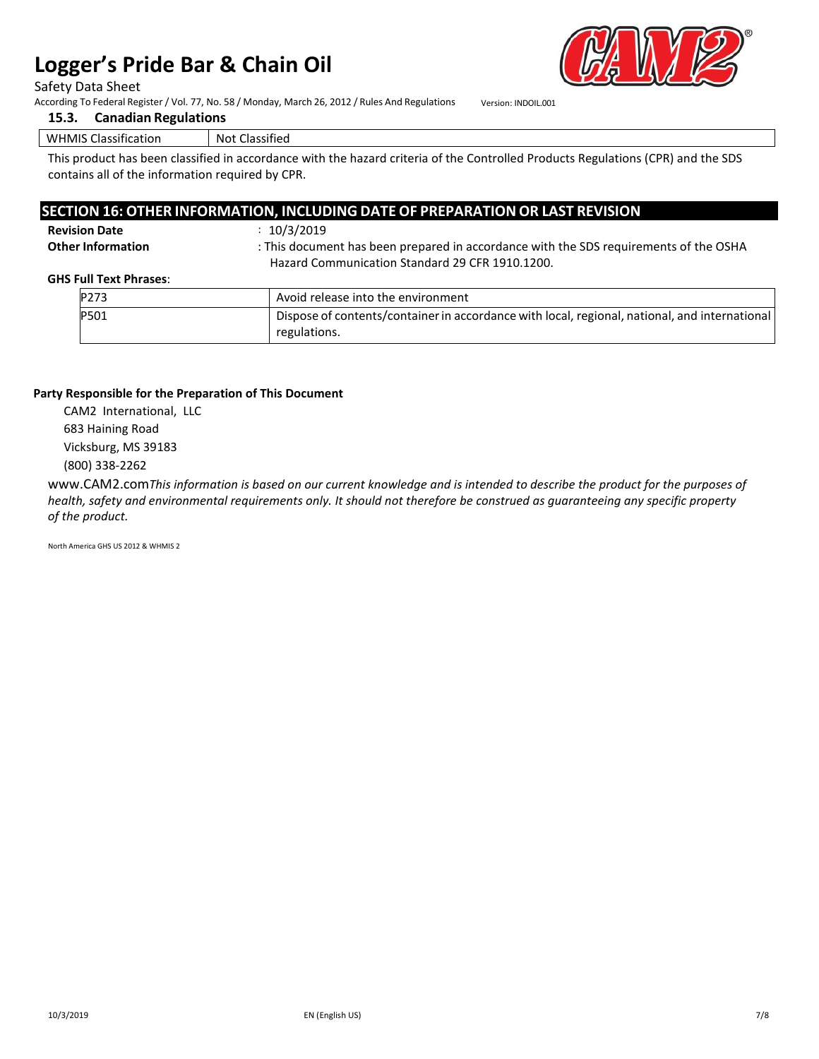### 15.3. Canadian Regulations

| | |
|---|---|
| WHMIS Classification | Not Classified |

This product has been classified in accordance with the hazard criteria of the Controlled Products Regulations (CPR) and the SDS contains all of the information required by CPR.

## SECTION 16: OTHER INFORMATION, INCLUDING DATE OF PREPARATION OR LAST REVISION

**Revision Date** : 10/3/2019

**Other Information** : This document has been prepared in accordance with the SDS requirements of the OSHA Hazard Communication Standard 29 CFR 1910.1200.

**GHS Full Text Phrases**:

| | |
|---|---|
| P273 | Avoid release into the environment |
| P501 | Dispose of contents/container in accordance with local, regional, national, and international regulations. |

**Party Responsible for the Preparation of This Document**

CAM2 International, LLC
683 Haining Road
Vicksburg, MS 39183
(800) 338-2262

www.CAM2.com*This information is based on our current knowledge and is intended to describe the product for the purposes of health, safety and environmental requirements only. It should not therefore be construed as guaranteeing any specific property of the product.*

North America GHS US 2012 & WHMIS 2